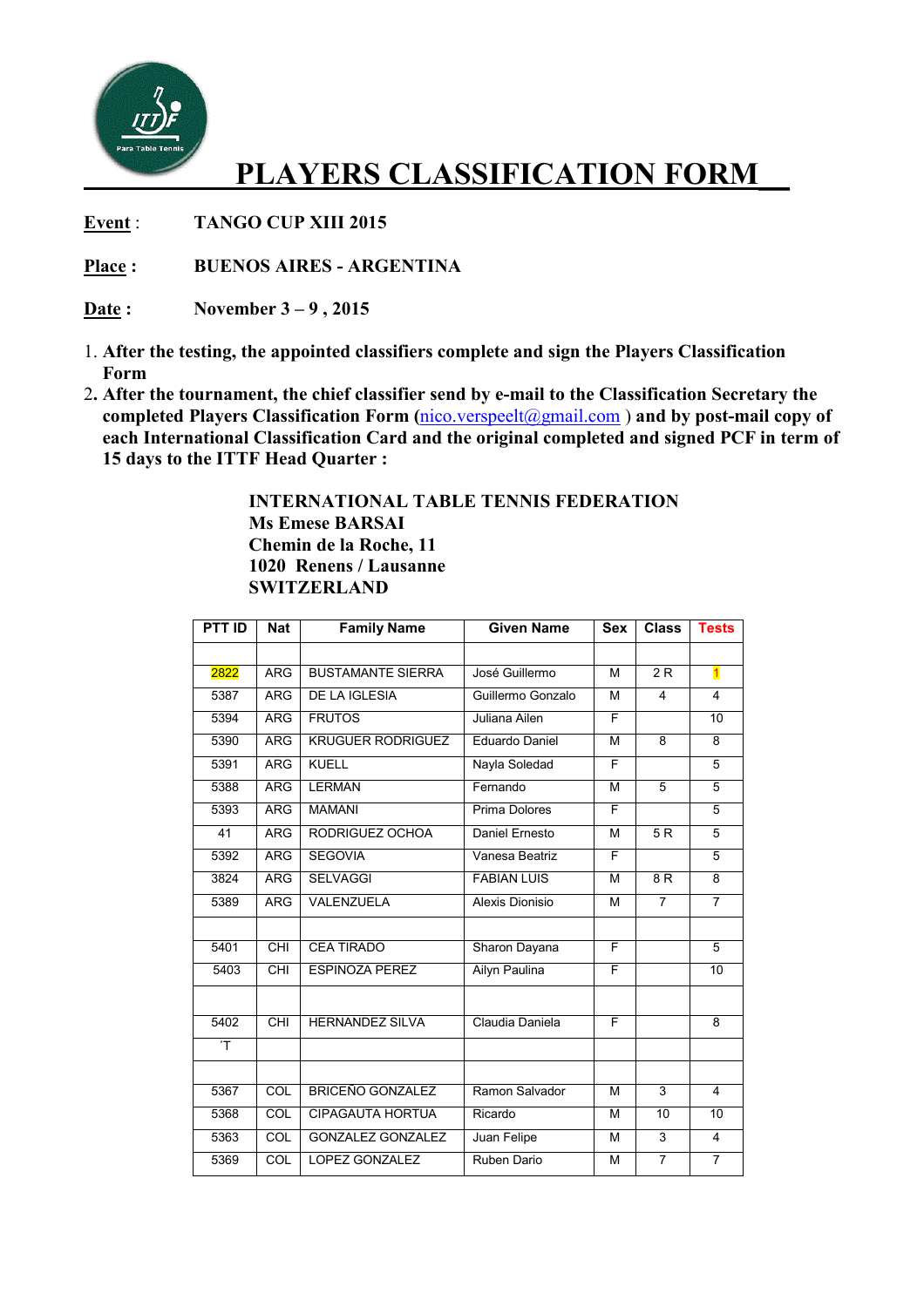# PLAYERS CLASSIFICATION FORM

**Event** : TANGO CUP XIII 2015

**Place** : BUENOS AIRES - ARGENTINA

**Date** : November 3 – 9 , 2015

1. **After the testing, the appointed classifiers complete and sign the Players Classification Form**
2. **After the tournament, the chief classifier send by e-mail to the Classification Secretary the completed Players Classification Form (nico.verspeelt@gmail.com ) and by post-mail copy of each International Classification Card and the original completed and signed PCF in term of 15 days to the ITTF Head Quarter :**

**INTERNATIONAL TABLE TENNIS FEDERATION**
**Ms Emese BARSAI**
**Chemin de la Roche, 11**
**1020 Renens / Lausanne**
**SWITZERLAND**

| PTT ID | Nat | Family Name | Given Name | Sex | Class | Tests |
|---|---|---|---|---|---|---|
| | | | | | | |
| 2822 | ARG | BUSTAMANTE SIERRA | José Guillermo | M | 2 R | 1 |
| 5387 | ARG | DE LA IGLESIA | Guillermo Gonzalo | M | 4 | 4 |
| 5394 | ARG | FRUTOS | Juliana Ailen | F | | 10 |
| 5390 | ARG | KRUGUER RODRIGUEZ | Eduardo Daniel | M | 8 | 8 |
| 5391 | ARG | KUELL | Nayla Soledad | F | | 5 |
| 5388 | ARG | LERMAN | Fernando | M | 5 | 5 |
| 5393 | ARG | MAMANI | Prima Dolores | F | | 5 |
| 41 | ARG | RODRIGUEZ OCHOA | Daniel Ernesto | M | 5 R | 5 |
| 5392 | ARG | SEGOVIA | Vanesa Beatriz | F | | 5 |
| 3824 | ARG | SELVAGGI | FABIAN LUIS | M | 8 R | 8 |
| 5389 | ARG | VALENZUELA | Alexis Dionisio | M | 7 | 7 |
| | | | | | | |
| 5401 | CHI | CEA TIRADO | Sharon Dayana | F | | 5 |
| 5403 | CHI | ESPINOZA PEREZ | Ailyn Paulina | F | | 10 |
| | | | | | | |
| 5402 | CHI | HERNANDEZ SILVA | Claudia Daniela | F | | 8 |
| ´T | | | | | | |
| | | | | | | |
| 5367 | COL | BRICEÑO GONZALEZ | Ramon Salvador | M | 3 | 4 |
| 5368 | COL | CIPAGAUTA HORTUA | Ricardo | M | 10 | 10 |
| 5363 | COL | GONZALEZ GONZALEZ | Juan Felipe | M | 3 | 4 |
| 5369 | COL | LOPEZ GONZALEZ | Ruben Dario | M | 7 | 7 |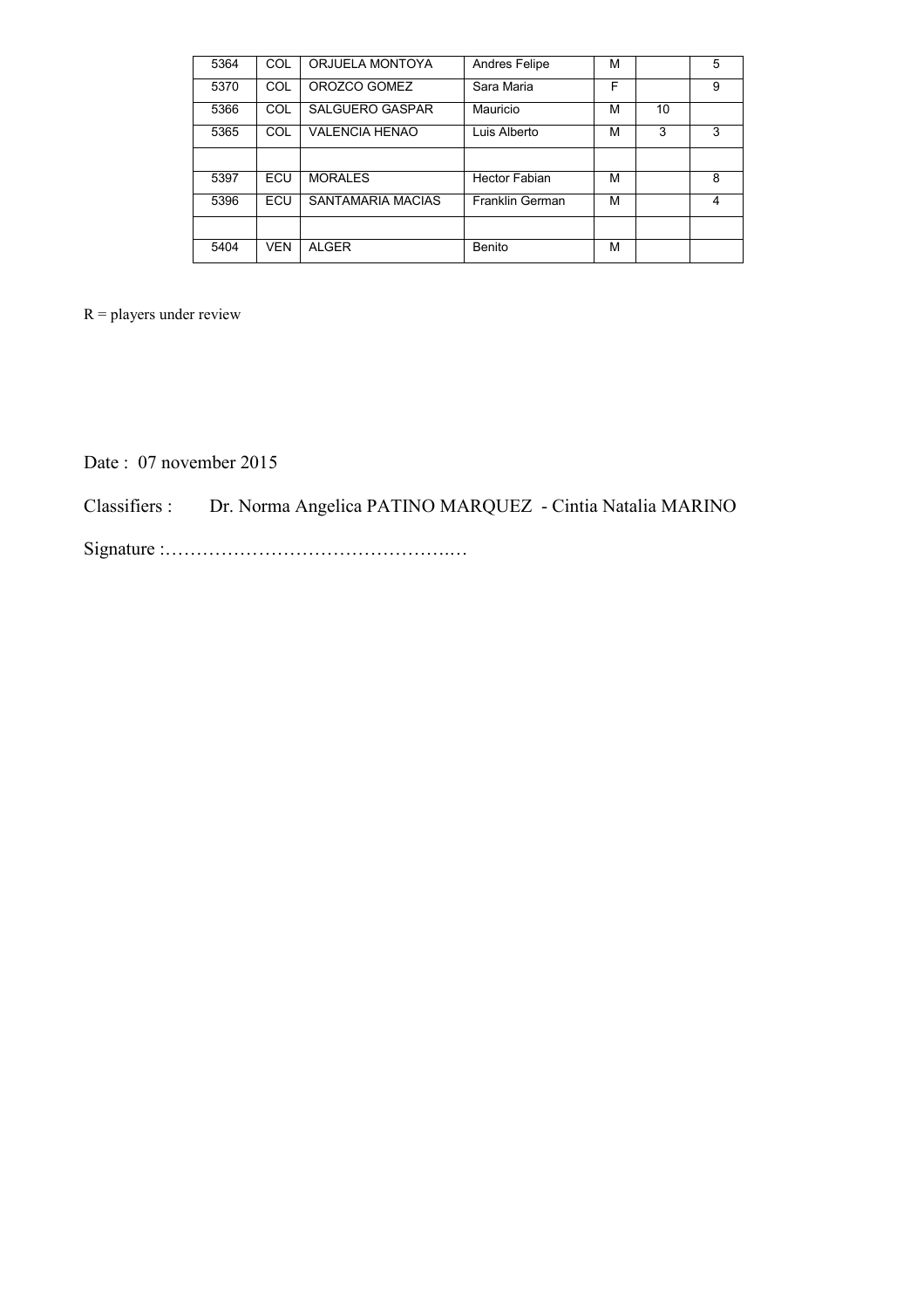| | | | | | | |
|---|---|---|---|---|---|---|
| 5364 | COL | ORJUELA MONTOYA | Andres Felipe | M | | 5 |
| 5370 | COL | OROZCO GOMEZ | Sara Maria | F | | 9 |
| 5366 | COL | SALGUERO GASPAR | Mauricio | M | 10 | |
| 5365 | COL | VALENCIA HENAO | Luis Alberto | M | 3 | 3 |
| | | | | | | |
| 5397 | ECU | MORALES | Hector Fabian | M | | 8 |
| 5396 | ECU | SANTAMARIA MACIAS | Franklin German | M | | 4 |
| | | | | | | |
| 5404 | VEN | ALGER | Benito | M | | |

R = players under review

Date : 07 november 2015

Classifiers : Dr. Norma Angelica PATINO MARQUEZ - Cintia Natalia MARINO

Signature :………………………………………..…